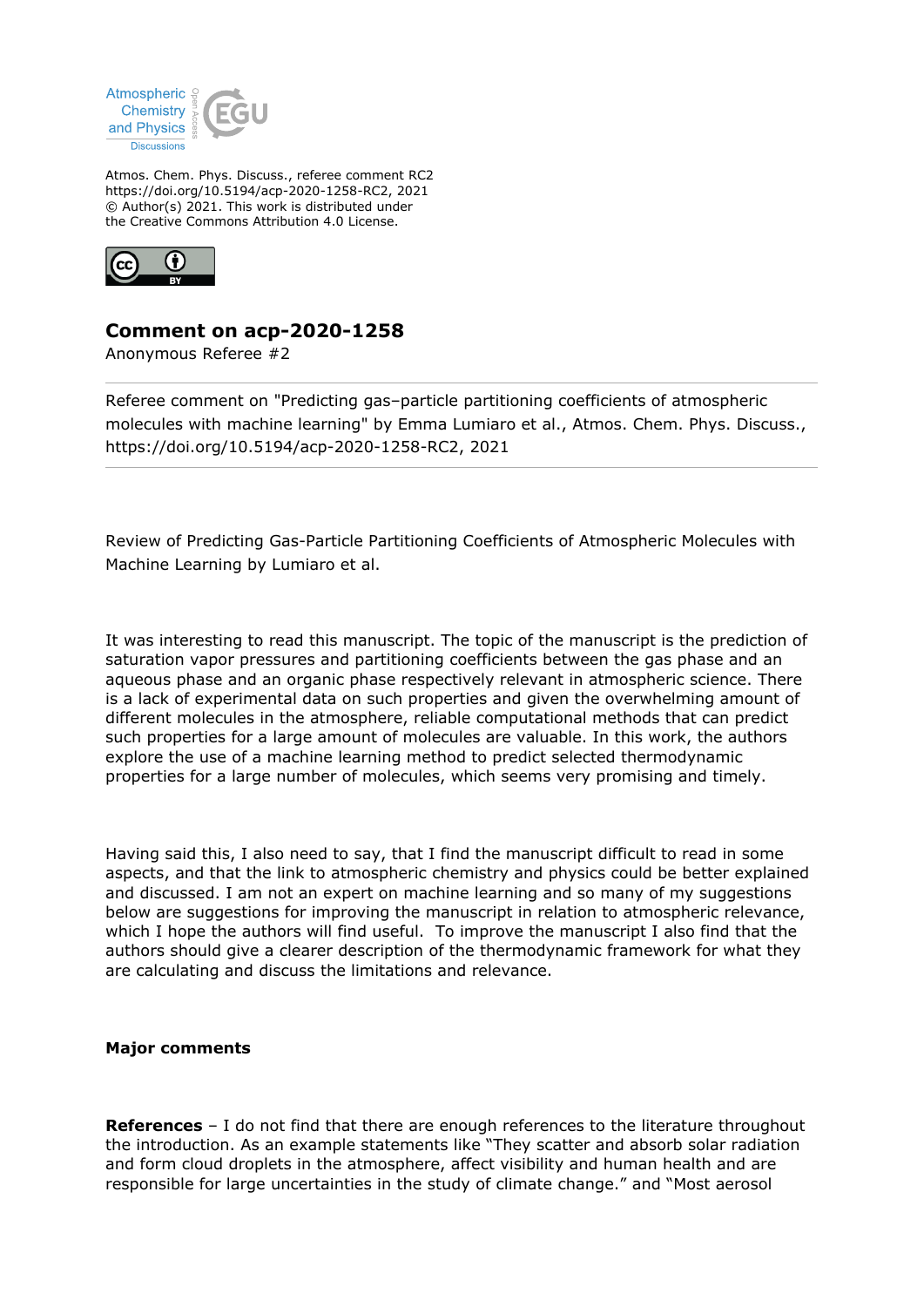Atmos. Chem. Phys. Discuss., referee comment RC2
https://doi.org/10.5194/acp-2020-1258-RC2, 2021
© Author(s) 2021. This work is distributed under
the Creative Commons Attribution 4.0 License.

## Comment on acp-2020-1258

Anonymous Referee #2

Referee comment on "Predicting gas–particle partitioning coefficients of atmospheric molecules with machine learning" by Emma Lumiaro et al., Atmos. Chem. Phys. Discuss., https://doi.org/10.5194/acp-2020-1258-RC2, 2021

Review of Predicting Gas-Particle Partitioning Coefficients of Atmospheric Molecules with Machine Learning by Lumiaro et al.

It was interesting to read this manuscript. The topic of the manuscript is the prediction of saturation vapor pressures and partitioning coefficients between the gas phase and an aqueous phase and an organic phase respectively relevant in atmospheric science. There is a lack of experimental data on such properties and given the overwhelming amount of different molecules in the atmosphere, reliable computational methods that can predict such properties for a large amount of molecules are valuable. In this work, the authors explore the use of a machine learning method to predict selected thermodynamic properties for a large number of molecules, which seems very promising and timely.

Having said this, I also need to say, that I find the manuscript difficult to read in some aspects, and that the link to atmospheric chemistry and physics could be better explained and discussed. I am not an expert on machine learning and so many of my suggestions below are suggestions for improving the manuscript in relation to atmospheric relevance, which I hope the authors will find useful. To improve the manuscript I also find that the authors should give a clearer description of the thermodynamic framework for what they are calculating and discuss the limitations and relevance.

**Major comments**

**References** – I do not find that there are enough references to the literature throughout the introduction. As an example statements like "They scatter and absorb solar radiation and form cloud droplets in the atmosphere, affect visibility and human health and are responsible for large uncertainties in the study of climate change." and "Most aerosol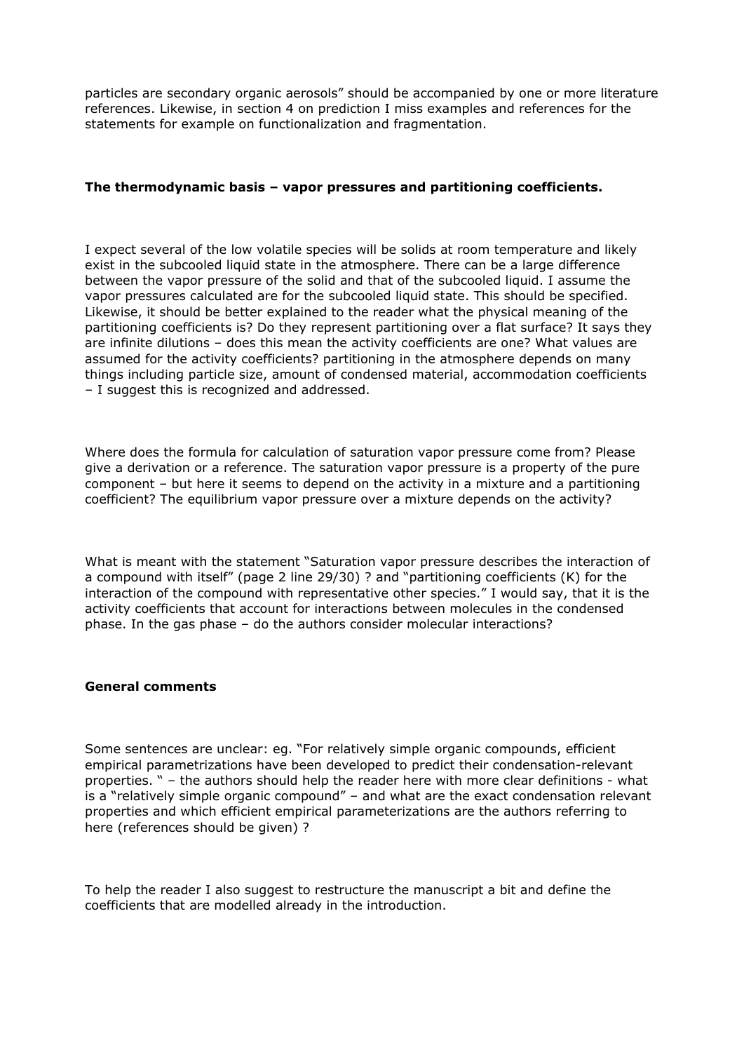particles are secondary organic aerosols" should be accompanied by one or more literature references. Likewise, in section 4 on prediction I miss examples and references for the statements for example on functionalization and fragmentation.

**The thermodynamic basis – vapor pressures and partitioning coefficients.**

I expect several of the low volatile species will be solids at room temperature and likely exist in the subcooled liquid state in the atmosphere. There can be a large difference between the vapor pressure of the solid and that of the subcooled liquid. I assume the vapor pressures calculated are for the subcooled liquid state. This should be specified. Likewise, it should be better explained to the reader what the physical meaning of the partitioning coefficients is? Do they represent partitioning over a flat surface? It says they are infinite dilutions – does this mean the activity coefficients are one? What values are assumed for the activity coefficients? partitioning in the atmosphere depends on many things including particle size, amount of condensed material, accommodation coefficients – I suggest this is recognized and addressed.

Where does the formula for calculation of saturation vapor pressure come from? Please give a derivation or a reference. The saturation vapor pressure is a property of the pure component – but here it seems to depend on the activity in a mixture and a partitioning coefficient? The equilibrium vapor pressure over a mixture depends on the activity?

What is meant with the statement "Saturation vapor pressure describes the interaction of a compound with itself" (page 2 line 29/30) ? and "partitioning coefficients (K) for the interaction of the compound with representative other species." I would say, that it is the activity coefficients that account for interactions between molecules in the condensed phase. In the gas phase – do the authors consider molecular interactions?

**General comments**

Some sentences are unclear: eg. "For relatively simple organic compounds, efficient empirical parametrizations have been developed to predict their condensation-relevant properties. " – the authors should help the reader here with more clear definitions - what is a "relatively simple organic compound" – and what are the exact condensation relevant properties and which efficient empirical parameterizations are the authors referring to here (references should be given) ?

To help the reader I also suggest to restructure the manuscript a bit and define the coefficients that are modelled already in the introduction.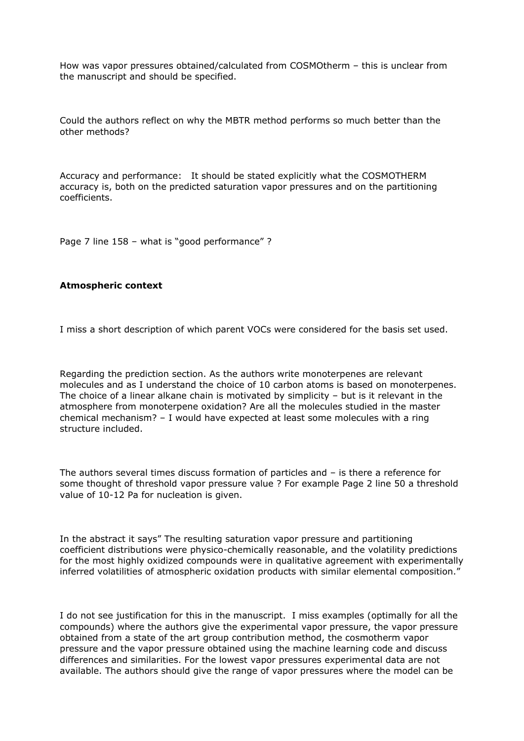How was vapor pressures obtained/calculated from COSMOtherm – this is unclear from the manuscript and should be specified.

Could the authors reflect on why the MBTR method performs so much better than the other methods?

Accuracy and performance: It should be stated explicitly what the COSMOTHERM accuracy is, both on the predicted saturation vapor pressures and on the partitioning coefficients.

Page 7 line 158 – what is "good performance" ?

**Atmospheric context**

I miss a short description of which parent VOCs were considered for the basis set used.

Regarding the prediction section. As the authors write monoterpenes are relevant molecules and as I understand the choice of 10 carbon atoms is based on monoterpenes. The choice of a linear alkane chain is motivated by simplicity – but is it relevant in the atmosphere from monoterpene oxidation? Are all the molecules studied in the master chemical mechanism? – I would have expected at least some molecules with a ring structure included.

The authors several times discuss formation of particles and – is there a reference for some thought of threshold vapor pressure value ? For example Page 2 line 50 a threshold value of 10-12 Pa for nucleation is given.

In the abstract it says" The resulting saturation vapor pressure and partitioning coefficient distributions were physico-chemically reasonable, and the volatility predictions for the most highly oxidized compounds were in qualitative agreement with experimentally inferred volatilities of atmospheric oxidation products with similar elemental composition."

I do not see justification for this in the manuscript. I miss examples (optimally for all the compounds) where the authors give the experimental vapor pressure, the vapor pressure obtained from a state of the art group contribution method, the cosmotherm vapor pressure and the vapor pressure obtained using the machine learning code and discuss differences and similarities. For the lowest vapor pressures experimental data are not available. The authors should give the range of vapor pressures where the model can be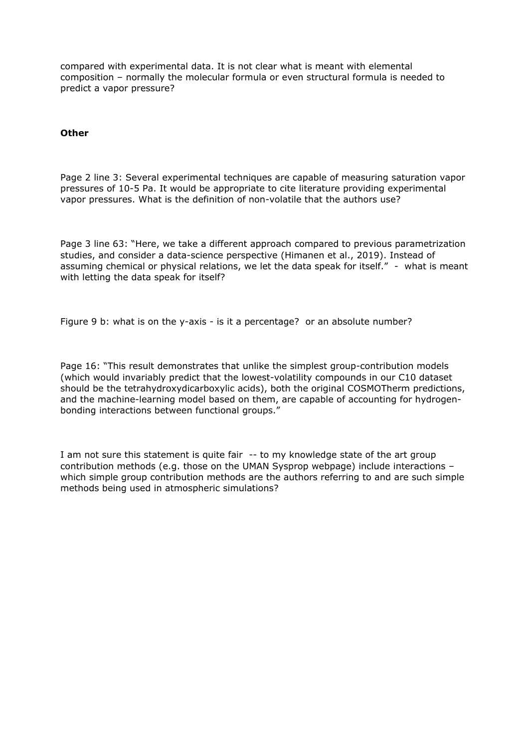compared with experimental data. It is not clear what is meant with elemental composition – normally the molecular formula or even structural formula is needed to predict a vapor pressure?

**Other**

Page 2 line 3: Several experimental techniques are capable of measuring saturation vapor pressures of 10-5 Pa. It would be appropriate to cite literature providing experimental vapor pressures. What is the definition of non-volatile that the authors use?

Page 3 line 63: "Here, we take a different approach compared to previous parametrization studies, and consider a data-science perspective (Himanen et al., 2019). Instead of assuming chemical or physical relations, we let the data speak for itself." - what is meant with letting the data speak for itself?

Figure 9 b: what is on the y-axis - is it a percentage? or an absolute number?

Page 16: "This result demonstrates that unlike the simplest group-contribution models (which would invariably predict that the lowest-volatility compounds in our C10 dataset should be the tetrahydroxydicarboxylic acids), both the original COSMOTherm predictions, and the machine-learning model based on them, are capable of accounting for hydrogen-bonding interactions between functional groups."

I am not sure this statement is quite fair -- to my knowledge state of the art group contribution methods (e.g. those on the UMAN Sysprop webpage) include interactions – which simple group contribution methods are the authors referring to and are such simple methods being used in atmospheric simulations?